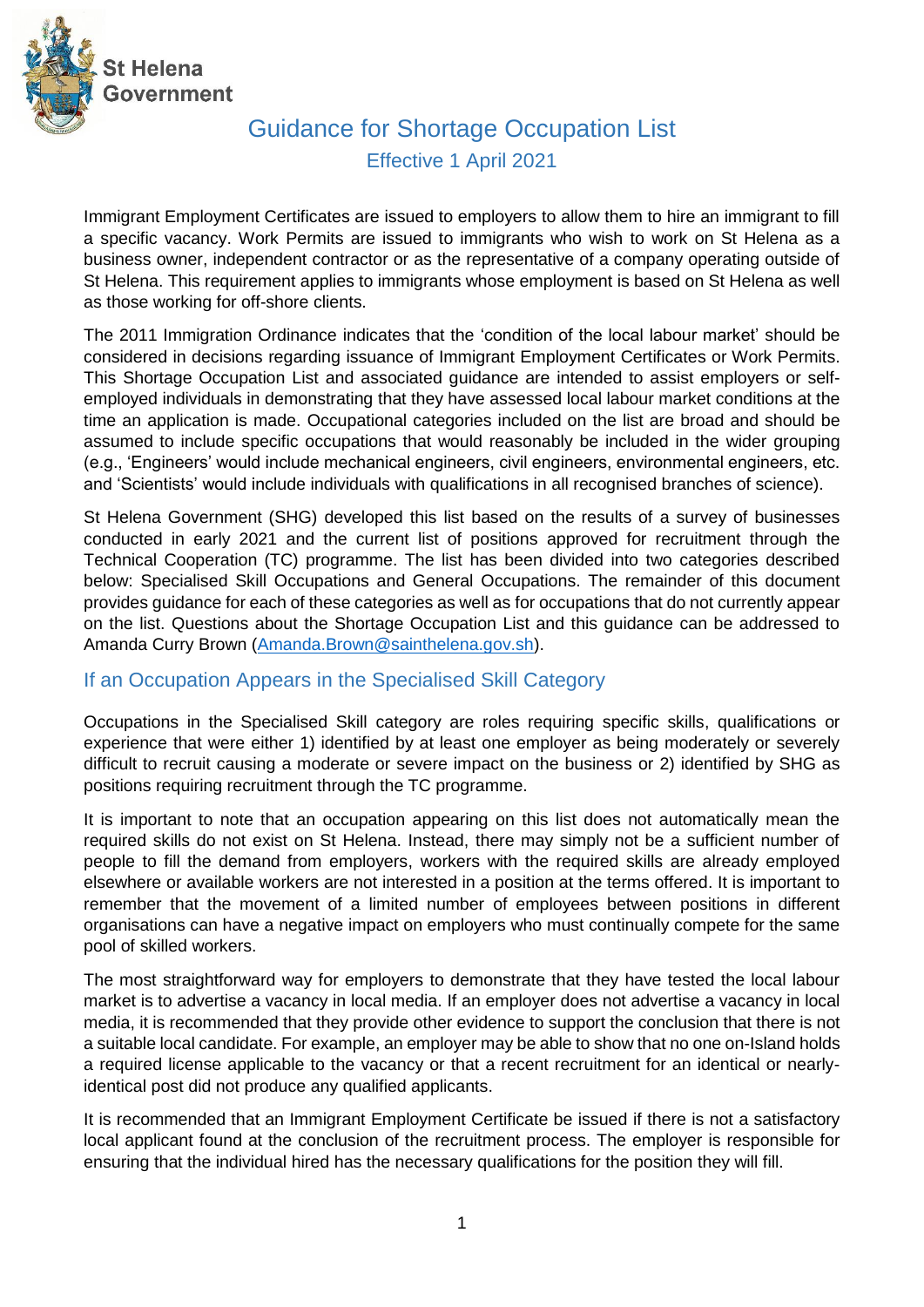St Helena Government

# Guidance for Shortage Occupation List

Effective 1 April 2021

Immigrant Employment Certificates are issued to employers to allow them to hire an immigrant to fill a specific vacancy. Work Permits are issued to immigrants who wish to work on St Helena as a business owner, independent contractor or as the representative of a company operating outside of St Helena. This requirement applies to immigrants whose employment is based on St Helena as well as those working for off-shore clients.

The 2011 Immigration Ordinance indicates that the 'condition of the local labour market' should be considered in decisions regarding issuance of Immigrant Employment Certificates or Work Permits. This Shortage Occupation List and associated guidance are intended to assist employers or self-employed individuals in demonstrating that they have assessed local labour market conditions at the time an application is made. Occupational categories included on the list are broad and should be assumed to include specific occupations that would reasonably be included in the wider grouping (e.g., 'Engineers' would include mechanical engineers, civil engineers, environmental engineers, etc. and 'Scientists' would include individuals with qualifications in all recognised branches of science).

St Helena Government (SHG) developed this list based on the results of a survey of businesses conducted in early 2021 and the current list of positions approved for recruitment through the Technical Cooperation (TC) programme. The list has been divided into two categories described below: Specialised Skill Occupations and General Occupations. The remainder of this document provides guidance for each of these categories as well as for occupations that do not currently appear on the list. Questions about the Shortage Occupation List and this guidance can be addressed to Amanda Curry Brown (Amanda.Brown@sainthelena.gov.sh).

## If an Occupation Appears in the Specialised Skill Category

Occupations in the Specialised Skill category are roles requiring specific skills, qualifications or experience that were either 1) identified by at least one employer as being moderately or severely difficult to recruit causing a moderate or severe impact on the business or 2) identified by SHG as positions requiring recruitment through the TC programme.

It is important to note that an occupation appearing on this list does not automatically mean the required skills do not exist on St Helena. Instead, there may simply not be a sufficient number of people to fill the demand from employers, workers with the required skills are already employed elsewhere or available workers are not interested in a position at the terms offered. It is important to remember that the movement of a limited number of employees between positions in different organisations can have a negative impact on employers who must continually compete for the same pool of skilled workers.

The most straightforward way for employers to demonstrate that they have tested the local labour market is to advertise a vacancy in local media. If an employer does not advertise a vacancy in local media, it is recommended that they provide other evidence to support the conclusion that there is not a suitable local candidate. For example, an employer may be able to show that no one on-Island holds a required license applicable to the vacancy or that a recent recruitment for an identical or nearly-identical post did not produce any qualified applicants.

It is recommended that an Immigrant Employment Certificate be issued if there is not a satisfactory local applicant found at the conclusion of the recruitment process. The employer is responsible for ensuring that the individual hired has the necessary qualifications for the position they will fill.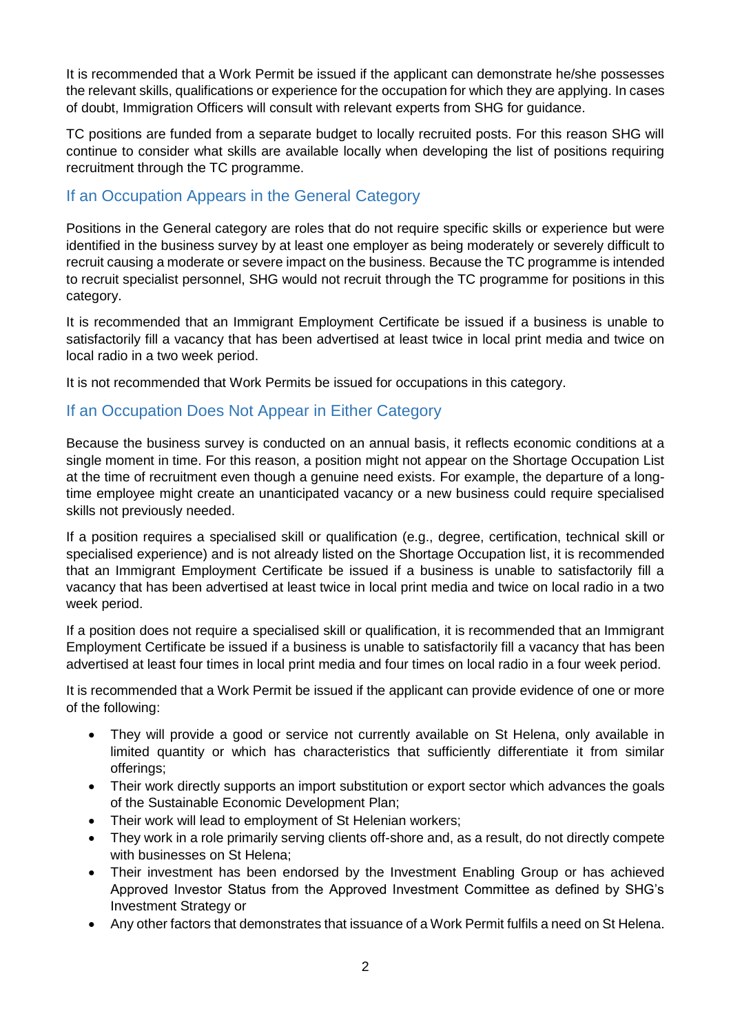It is recommended that a Work Permit be issued if the applicant can demonstrate he/she possesses the relevant skills, qualifications or experience for the occupation for which they are applying. In cases of doubt, Immigration Officers will consult with relevant experts from SHG for guidance.

TC positions are funded from a separate budget to locally recruited posts. For this reason SHG will continue to consider what skills are available locally when developing the list of positions requiring recruitment through the TC programme.

## If an Occupation Appears in the General Category

Positions in the General category are roles that do not require specific skills or experience but were identified in the business survey by at least one employer as being moderately or severely difficult to recruit causing a moderate or severe impact on the business. Because the TC programme is intended to recruit specialist personnel, SHG would not recruit through the TC programme for positions in this category.

It is recommended that an Immigrant Employment Certificate be issued if a business is unable to satisfactorily fill a vacancy that has been advertised at least twice in local print media and twice on local radio in a two week period.

It is not recommended that Work Permits be issued for occupations in this category.

## If an Occupation Does Not Appear in Either Category

Because the business survey is conducted on an annual basis, it reflects economic conditions at a single moment in time. For this reason, a position might not appear on the Shortage Occupation List at the time of recruitment even though a genuine need exists. For example, the departure of a long-time employee might create an unanticipated vacancy or a new business could require specialised skills not previously needed.

If a position requires a specialised skill or qualification (e.g., degree, certification, technical skill or specialised experience) and is not already listed on the Shortage Occupation list, it is recommended that an Immigrant Employment Certificate be issued if a business is unable to satisfactorily fill a vacancy that has been advertised at least twice in local print media and twice on local radio in a two week period.

If a position does not require a specialised skill or qualification, it is recommended that an Immigrant Employment Certificate be issued if a business is unable to satisfactorily fill a vacancy that has been advertised at least four times in local print media and four times on local radio in a four week period.

It is recommended that a Work Permit be issued if the applicant can provide evidence of one or more of the following:

- They will provide a good or service not currently available on St Helena, only available in limited quantity or which has characteristics that sufficiently differentiate it from similar offerings;
- Their work directly supports an import substitution or export sector which advances the goals of the Sustainable Economic Development Plan;
- Their work will lead to employment of St Helenian workers;
- They work in a role primarily serving clients off-shore and, as a result, do not directly compete with businesses on St Helena;
- Their investment has been endorsed by the Investment Enabling Group or has achieved Approved Investor Status from the Approved Investment Committee as defined by SHG's Investment Strategy or
- Any other factors that demonstrates that issuance of a Work Permit fulfils a need on St Helena.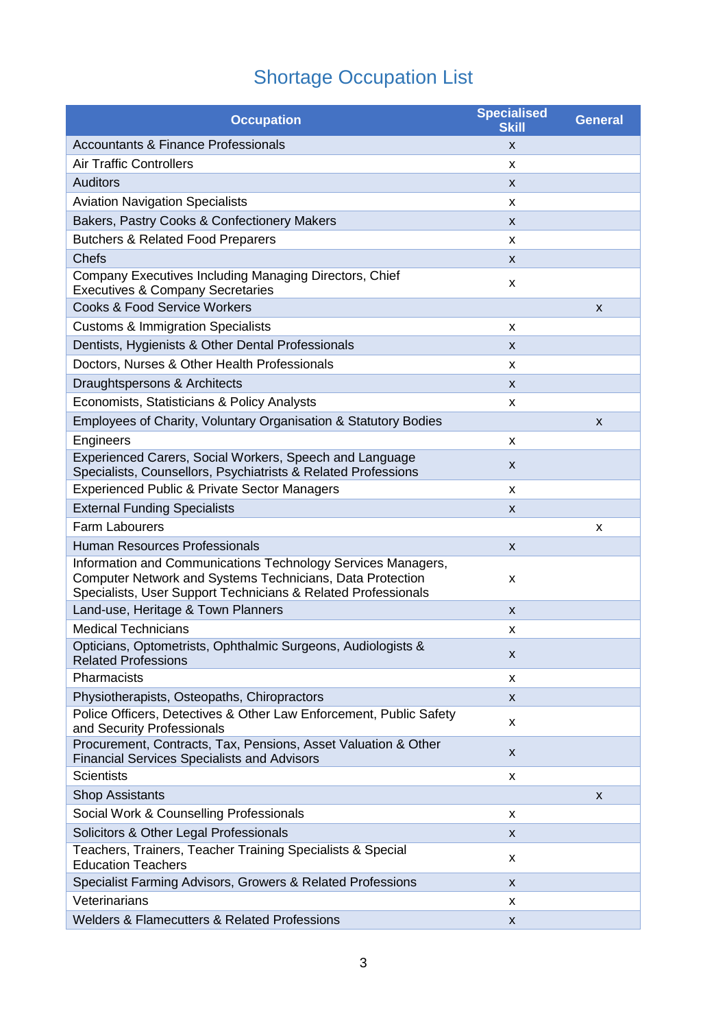# Shortage Occupation List

| Occupation | Specialised Skill | General |
|---|---|---|
| Accountants & Finance Professionals | x | |
| Air Traffic Controllers | x | |
| Auditors | x | |
| Aviation Navigation Specialists | x | |
| Bakers, Pastry Cooks & Confectionery Makers | x | |
| Butchers & Related Food Preparers | x | |
| Chefs | x | |
| Company Executives Including Managing Directors, Chief Executives & Company Secretaries | x | |
| Cooks & Food Service Workers | | x |
| Customs & Immigration Specialists | x | |
| Dentists, Hygienists & Other Dental Professionals | x | |
| Doctors, Nurses & Other Health Professionals | x | |
| Draughtspersons & Architects | x | |
| Economists, Statisticians & Policy Analysts | x | |
| Employees of Charity, Voluntary Organisation & Statutory Bodies | | x |
| Engineers | x | |
| Experienced Carers, Social Workers, Speech and Language Specialists, Counsellors, Psychiatrists & Related Professions | x | |
| Experienced Public & Private Sector Managers | x | |
| External Funding Specialists | x | |
| Farm Labourers | | x |
| Human Resources Professionals | x | |
| Information and Communications Technology Services Managers, Computer Network and Systems Technicians, Data Protection Specialists, User Support Technicians & Related Professionals | x | |
| Land-use, Heritage & Town Planners | x | |
| Medical Technicians | x | |
| Opticians, Optometrists, Ophthalmic Surgeons, Audiologists & Related Professions | x | |
| Pharmacists | x | |
| Physiotherapists, Osteopaths, Chiropractors | x | |
| Police Officers, Detectives & Other Law Enforcement, Public Safety and Security Professionals | x | |
| Procurement, Contracts, Tax, Pensions, Asset Valuation & Other Financial Services Specialists and Advisors | x | |
| Scientists | x | |
| Shop Assistants | | x |
| Social Work & Counselling Professionals | x | |
| Solicitors & Other Legal Professionals | x | |
| Teachers, Trainers, Teacher Training Specialists & Special Education Teachers | x | |
| Specialist Farming Advisors, Growers & Related Professions | x | |
| Veterinarians | x | |
| Welders & Flamecutters & Related Professions | x | |